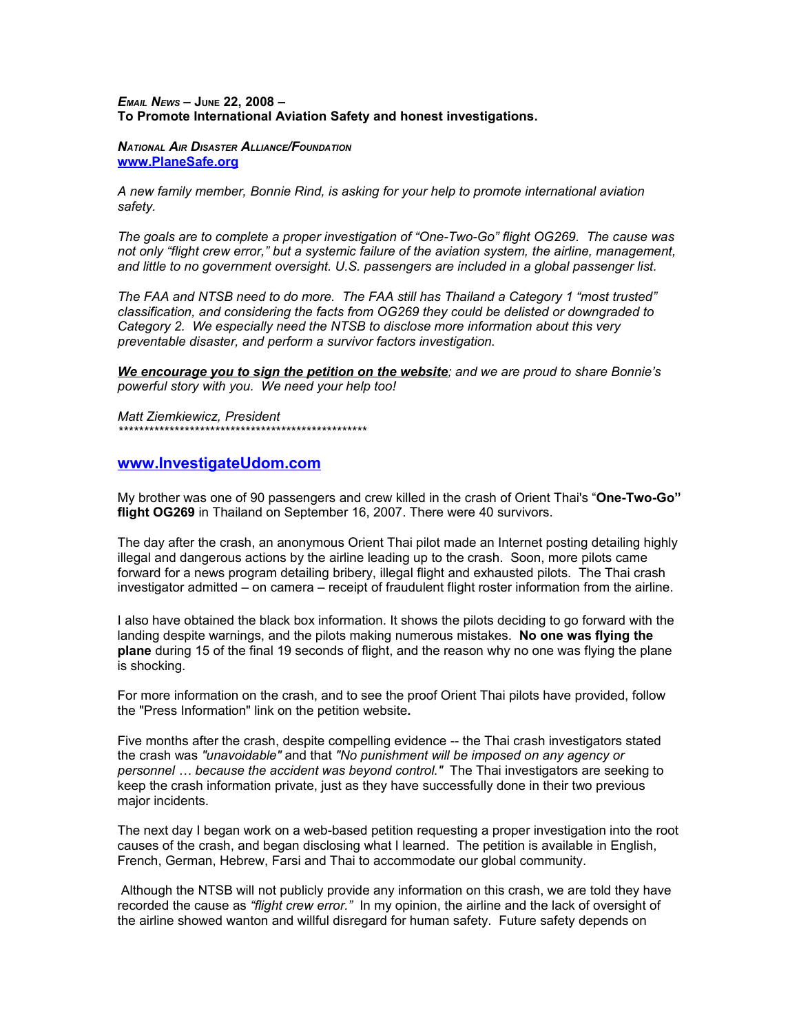***Email News* – June 22, 2008 –**
**To Promote International Aviation Safety and honest investigations.**

***National Air Disaster Alliance/Foundation***
**www.PlaneSafe.org**

*A new family member, Bonnie Rind, is asking for your help to promote international aviation safety.*

*The goals are to complete a proper investigation of "One-Two-Go" flight OG269. The cause was not only "flight crew error," but a systemic failure of the aviation system, the airline, management, and little to no government oversight. U.S. passengers are included in a global passenger list.*

*The FAA and NTSB need to do more. The FAA still has Thailand a Category 1 "most trusted" classification, and considering the facts from OG269 they could be delisted or downgraded to Category 2. We especially need the NTSB to disclose more information about this very preventable disaster, and perform a survivor factors investigation.*

***We encourage you to sign the petition on the website****; and we are proud to share Bonnie's powerful story with you. We need your help too!*

*Matt Ziemkiewicz, President*
*\*\*\*\*\*\*\*\*\*\*\*\*\*\*\*\*\*\*\*\*\*\*\*\*\*\*\*\*\*\*\*\*\*\*\*\*\*\*\*\*\*\*\*\*\*\*\*\*\*\*\*\*\**

## www.InvestigateUdom.com

My brother was one of 90 passengers and crew killed in the crash of Orient Thai's "**One-Two-Go" flight OG269** in Thailand on September 16, 2007. There were 40 survivors.

The day after the crash, an anonymous Orient Thai pilot made an Internet posting detailing highly illegal and dangerous actions by the airline leading up to the crash. Soon, more pilots came forward for a news program detailing bribery, illegal flight and exhausted pilots. The Thai crash investigator admitted – on camera – receipt of fraudulent flight roster information from the airline.

I also have obtained the black box information. It shows the pilots deciding to go forward with the landing despite warnings, and the pilots making numerous mistakes. **No one was flying the plane** during 15 of the final 19 seconds of flight, and the reason why no one was flying the plane is shocking.

For more information on the crash, and to see the proof Orient Thai pilots have provided, follow the "Press Information" link on the petition website**.**

Five months after the crash, despite compelling evidence -- the Thai crash investigators stated the crash was *"unavoidable"* and that *"No punishment will be imposed on any agency or personnel … because the accident was beyond control."* The Thai investigators are seeking to keep the crash information private, just as they have successfully done in their two previous major incidents.

The next day I began work on a web-based petition requesting a proper investigation into the root causes of the crash, and began disclosing what I learned. The petition is available in English, French, German, Hebrew, Farsi and Thai to accommodate our global community.

Although the NTSB will not publicly provide any information on this crash, we are told they have recorded the cause as *"flight crew error."* In my opinion, the airline and the lack of oversight of the airline showed wanton and willful disregard for human safety. Future safety depends on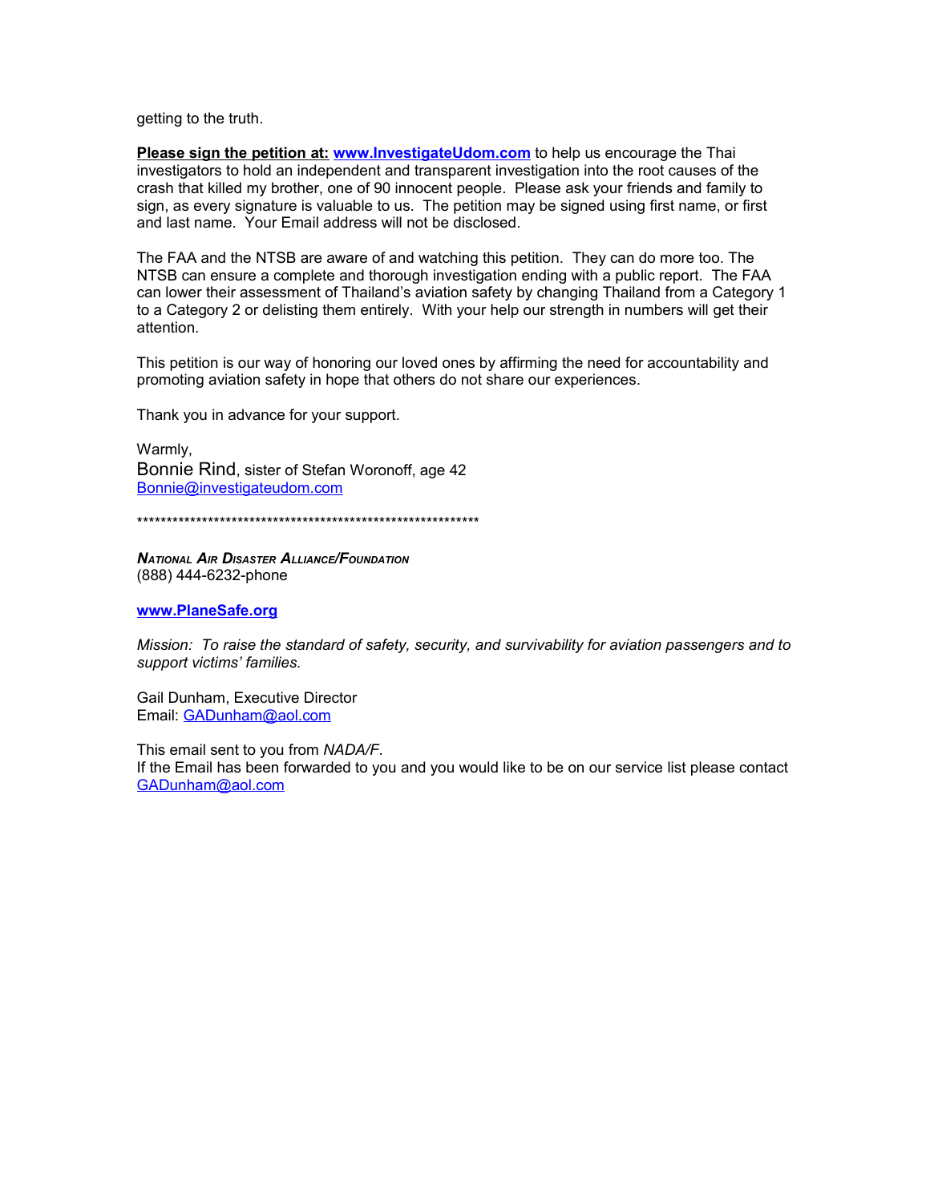getting to the truth.

**Please sign the petition at: www.InvestigateUdom.com** to help us encourage the Thai investigators to hold an independent and transparent investigation into the root causes of the crash that killed my brother, one of 90 innocent people. Please ask your friends and family to sign, as every signature is valuable to us. The petition may be signed using first name, or first and last name. Your Email address will not be disclosed.

The FAA and the NTSB are aware of and watching this petition. They can do more too. The NTSB can ensure a complete and thorough investigation ending with a public report. The FAA can lower their assessment of Thailand's aviation safety by changing Thailand from a Category 1 to a Category 2 or delisting them entirely. With your help our strength in numbers will get their attention.

This petition is our way of honoring our loved ones by affirming the need for accountability and promoting aviation safety in hope that others do not share our experiences.

Thank you in advance for your support.

Warmly,
Bonnie Rind, sister of Stefan Woronoff, age 42
Bonnie@investigateudom.com

************************************************************

***National Air Disaster Alliance/Foundation***
(888) 444-6232-phone

**www.PlaneSafe.org**

*Mission: To raise the standard of safety, security, and survivability for aviation passengers and to support victims' families.*

Gail Dunham, Executive Director
Email: GADunham@aol.com

This email sent to you from *NADA/F*.
If the Email has been forwarded to you and you would like to be on our service list please contact GADunham@aol.com